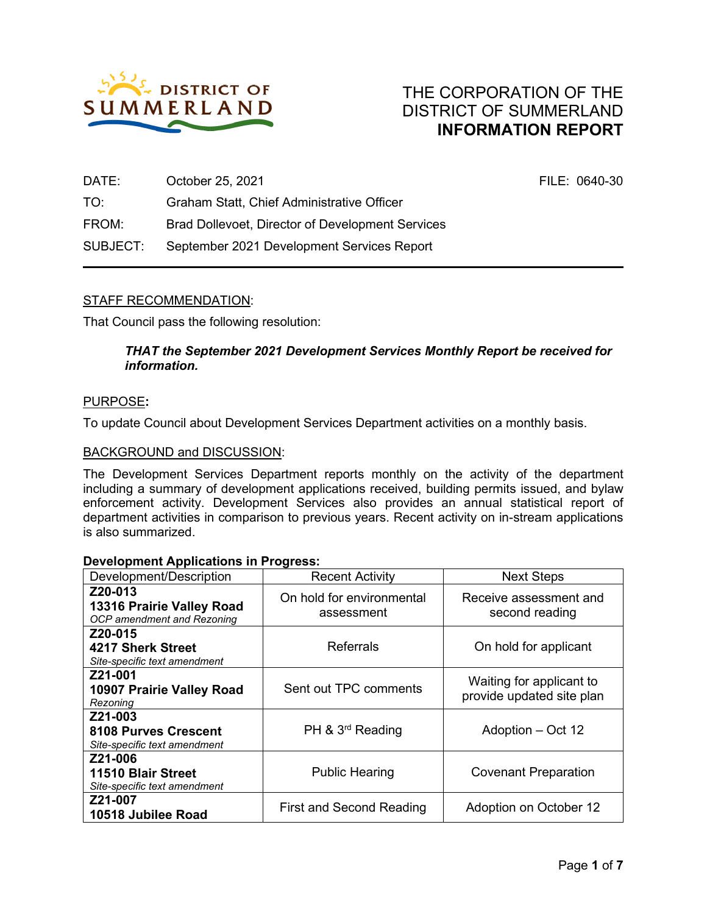DISTRICT OF SUMMERLAND

# THE CORPORATION OF THE DISTRICT OF SUMMERLAND
## INFORMATION REPORT

DATE: October 25, 2021 FILE: 0640-30

TO: Graham Statt, Chief Administrative Officer

FROM: Brad Dollevoet, Director of Development Services

SUBJECT: September 2021 Development Services Report

---

STAFF RECOMMENDATION:

That Council pass the following resolution:

> ***THAT the September 2021 Development Services Monthly Report be received for information.***

PURPOSE:

To update Council about Development Services Department activities on a monthly basis.

BACKGROUND and DISCUSSION:

The Development Services Department reports monthly on the activity of the department including a summary of development applications received, building permits issued, and bylaw enforcement activity. Development Services also provides an annual statistical report of department activities in comparison to previous years. Recent activity on in-stream applications is also summarized.

**Development Applications in Progress:**

| Development/Description | Recent Activity | Next Steps |
|---|---|---|
| **Z20-013**<br>**13316 Prairie Valley Road**<br>*OCP amendment and Rezoning* | On hold for environmental assessment | Receive assessment and second reading |
| **Z20-015**<br>**4217 Sherk Street**<br>*Site-specific text amendment* | Referrals | On hold for applicant |
| **Z21-001**<br>**10907 Prairie Valley Road**<br>*Rezoning* | Sent out TPC comments | Waiting for applicant to provide updated site plan |
| **Z21-003**<br>**8108 Purves Crescent**<br>*Site-specific text amendment* | PH & 3rd Reading | Adoption – Oct 12 |
| **Z21-006**<br>**11510 Blair Street**<br>*Site-specific text amendment* | Public Hearing | Covenant Preparation |
| **Z21-007**<br>**10518 Jubilee Road** | First and Second Reading | Adoption on October 12 |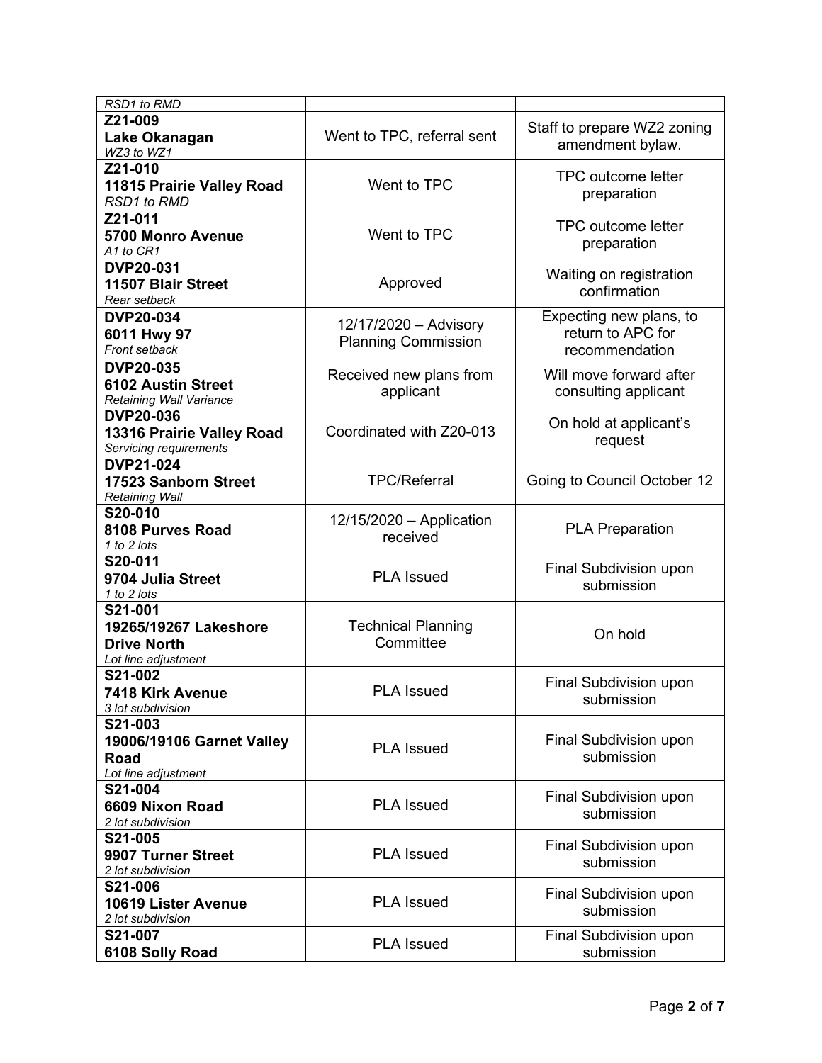| | | |
|---|---|---|
| *RSD1 to RMD* | | |
| **Z21-009**<br>**Lake Okanagan**<br>*WZ3 to WZ1* | Went to TPC, referral sent | Staff to prepare WZ2 zoning amendment bylaw. |
| **Z21-010**<br>**11815 Prairie Valley Road**<br>*RSD1 to RMD* | Went to TPC | TPC outcome letter preparation |
| **Z21-011**<br>**5700 Monro Avenue**<br>*A1 to CR1* | Went to TPC | TPC outcome letter preparation |
| **DVP20-031**<br>**11507 Blair Street**<br>*Rear setback* | Approved | Waiting on registration confirmation |
| **DVP20-034**<br>**6011 Hwy 97**<br>*Front setback* | 12/17/2020 – Advisory Planning Commission | Expecting new plans, to return to APC for recommendation |
| **DVP20-035**<br>**6102 Austin Street**<br>*Retaining Wall Variance* | Received new plans from applicant | Will move forward after consulting applicant |
| **DVP20-036**<br>**13316 Prairie Valley Road**<br>*Servicing requirements* | Coordinated with Z20-013 | On hold at applicant's request |
| **DVP21-024**<br>**17523 Sanborn Street**<br>*Retaining Wall* | TPC/Referral | Going to Council October 12 |
| **S20-010**<br>**8108 Purves Road**<br>*1 to 2 lots* | 12/15/2020 – Application received | PLA Preparation |
| **S20-011**<br>**9704 Julia Street**<br>*1 to 2 lots* | PLA Issued | Final Subdivision upon submission |
| **S21-001**<br>**19265/19267 Lakeshore Drive North**<br>*Lot line adjustment* | Technical Planning Committee | On hold |
| **S21-002**<br>**7418 Kirk Avenue**<br>*3 lot subdivision* | PLA Issued | Final Subdivision upon submission |
| **S21-003**<br>**19006/19106 Garnet Valley Road**<br>*Lot line adjustment* | PLA Issued | Final Subdivision upon submission |
| **S21-004**<br>**6609 Nixon Road**<br>*2 lot subdivision* | PLA Issued | Final Subdivision upon submission |
| **S21-005**<br>**9907 Turner Street**<br>*2 lot subdivision* | PLA Issued | Final Subdivision upon submission |
| **S21-006**<br>**10619 Lister Avenue**<br>*2 lot subdivision* | PLA Issued | Final Subdivision upon submission |
| **S21-007**<br>**6108 Solly Road** | PLA Issued | Final Subdivision upon submission |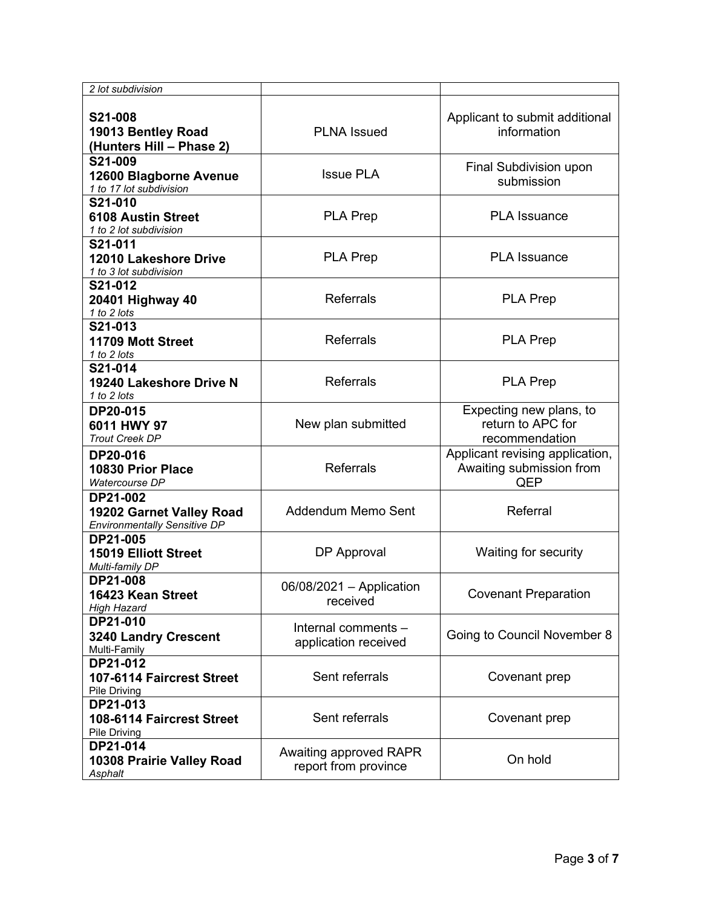| | | |
|---|---|---|
| *2 lot subdivision* | | |
| **S21-008**<br>**19013 Bentley Road**<br>**(Hunters Hill – Phase 2)** | PLNA Issued | Applicant to submit additional information |
| **S21-009**<br>**12600 Blagborne Avenue**<br>*1 to 17 lot subdivision* | Issue PLA | Final Subdivision upon submission |
| **S21-010**<br>**6108 Austin Street**<br>*1 to 2 lot subdivision* | PLA Prep | PLA Issuance |
| **S21-011**<br>**12010 Lakeshore Drive**<br>*1 to 3 lot subdivision* | PLA Prep | PLA Issuance |
| **S21-012**<br>**20401 Highway 40**<br>*1 to 2 lots* | Referrals | PLA Prep |
| **S21-013**<br>**11709 Mott Street**<br>*1 to 2 lots* | Referrals | PLA Prep |
| **S21-014**<br>**19240 Lakeshore Drive N**<br>*1 to 2 lots* | Referrals | PLA Prep |
| **DP20-015**<br>**6011 HWY 97**<br>*Trout Creek DP* | New plan submitted | Expecting new plans, to return to APC for recommendation |
| **DP20-016**<br>**10830 Prior Place**<br>*Watercourse DP* | Referrals | Applicant revising application, Awaiting submission from QEP |
| **DP21-002**<br>**19202 Garnet Valley Road**<br>*Environmentally Sensitive DP* | Addendum Memo Sent | Referral |
| **DP21-005**<br>**15019 Elliott Street**<br>*Multi-family DP* | DP Approval | Waiting for security |
| **DP21-008**<br>**16423 Kean Street**<br>*High Hazard* | 06/08/2021 – Application received | Covenant Preparation |
| **DP21-010**<br>**3240 Landry Crescent**<br>Multi-Family | Internal comments – application received | Going to Council November 8 |
| **DP21-012**<br>**107-6114 Faircrest Street**<br>Pile Driving | Sent referrals | Covenant prep |
| **DP21-013**<br>**108-6114 Faircrest Street**<br>Pile Driving | Sent referrals | Covenant prep |
| **DP21-014**<br>**10308 Prairie Valley Road**<br>*Asphalt* | Awaiting approved RAPR report from province | On hold |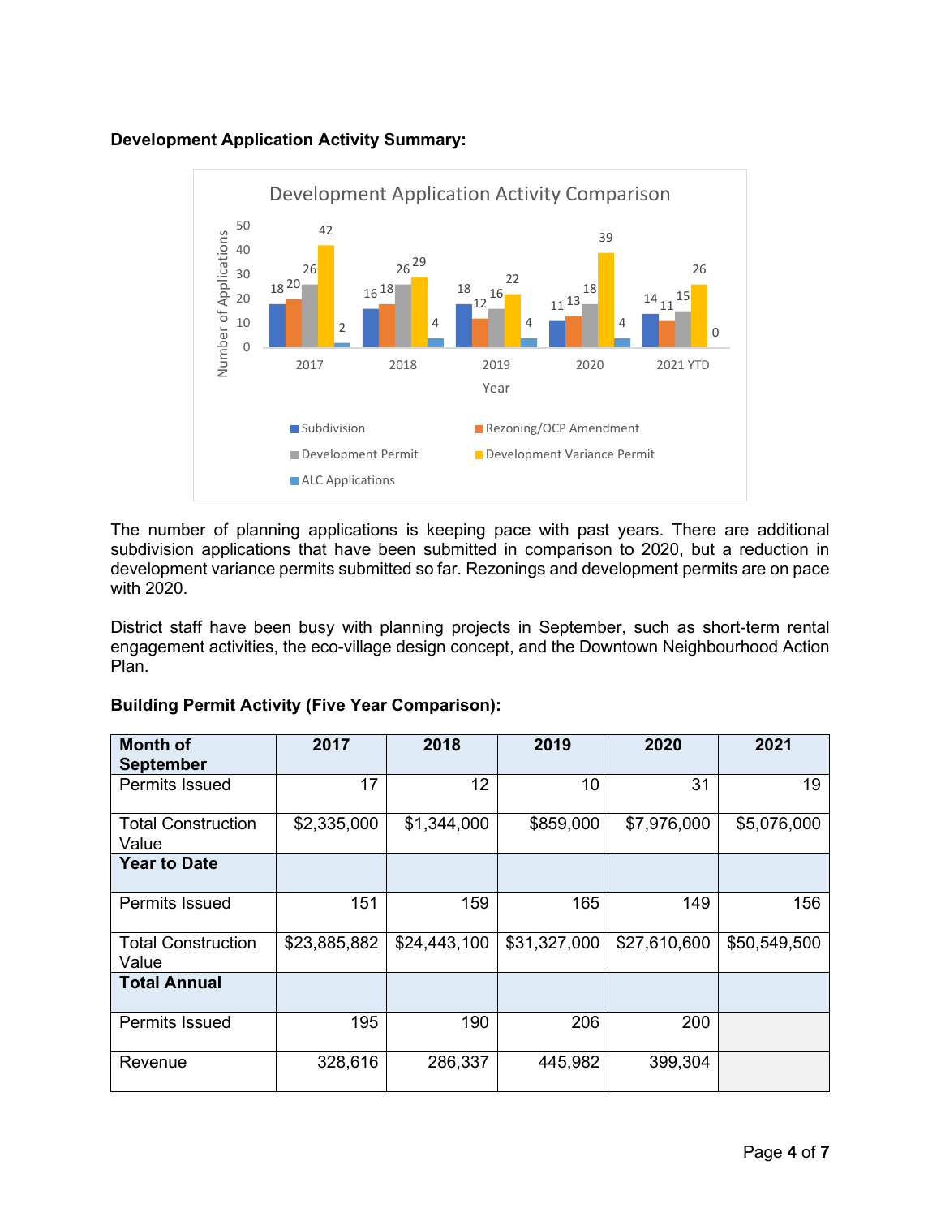**Development Application Activity Summary:**

Development Application Activity Comparison

| Year | Subdivision | Rezoning/OCP Amendment | Development Permit | Development Variance Permit | ALC Applications |
|---|---|---|---|---|---|
| 2017 | 18 | 20 | 26 | 42 | 2 |
| 2018 | 16 | 18 | 26 | 29 | 4 |
| 2019 | 18 | 12 | 16 | 22 | 4 |
| 2020 | 11 | 13 | 18 | 39 | 4 |
| 2021 YTD | 14 | 11 | 15 | 26 | 0 |

The number of planning applications is keeping pace with past years. There are additional subdivision applications that have been submitted in comparison to 2020, but a reduction in development variance permits submitted so far. Rezonings and development permits are on pace with 2020.

District staff have been busy with planning projects in September, such as short-term rental engagement activities, the eco-village design concept, and the Downtown Neighbourhood Action Plan.

**Building Permit Activity (Five Year Comparison):**

| **Month of September** | **2017** | **2018** | **2019** | **2020** | **2021** |
|---|---|---|---|---|---|
| Permits Issued | 17 | 12 | 10 | 31 | 19 |
| Total Construction Value | $2,335,000 | $1,344,000 | $859,000 | $7,976,000 | $5,076,000 |
| **Year to Date** | | | | | |
| Permits Issued | 151 | 159 | 165 | 149 | 156 |
| Total Construction Value | $23,885,882 | $24,443,100 | $31,327,000 | $27,610,600 | $50,549,500 |
| **Total Annual** | | | | | |
| Permits Issued | 195 | 190 | 206 | 200 | |
| Revenue | 328,616 | 286,337 | 445,982 | 399,304 | |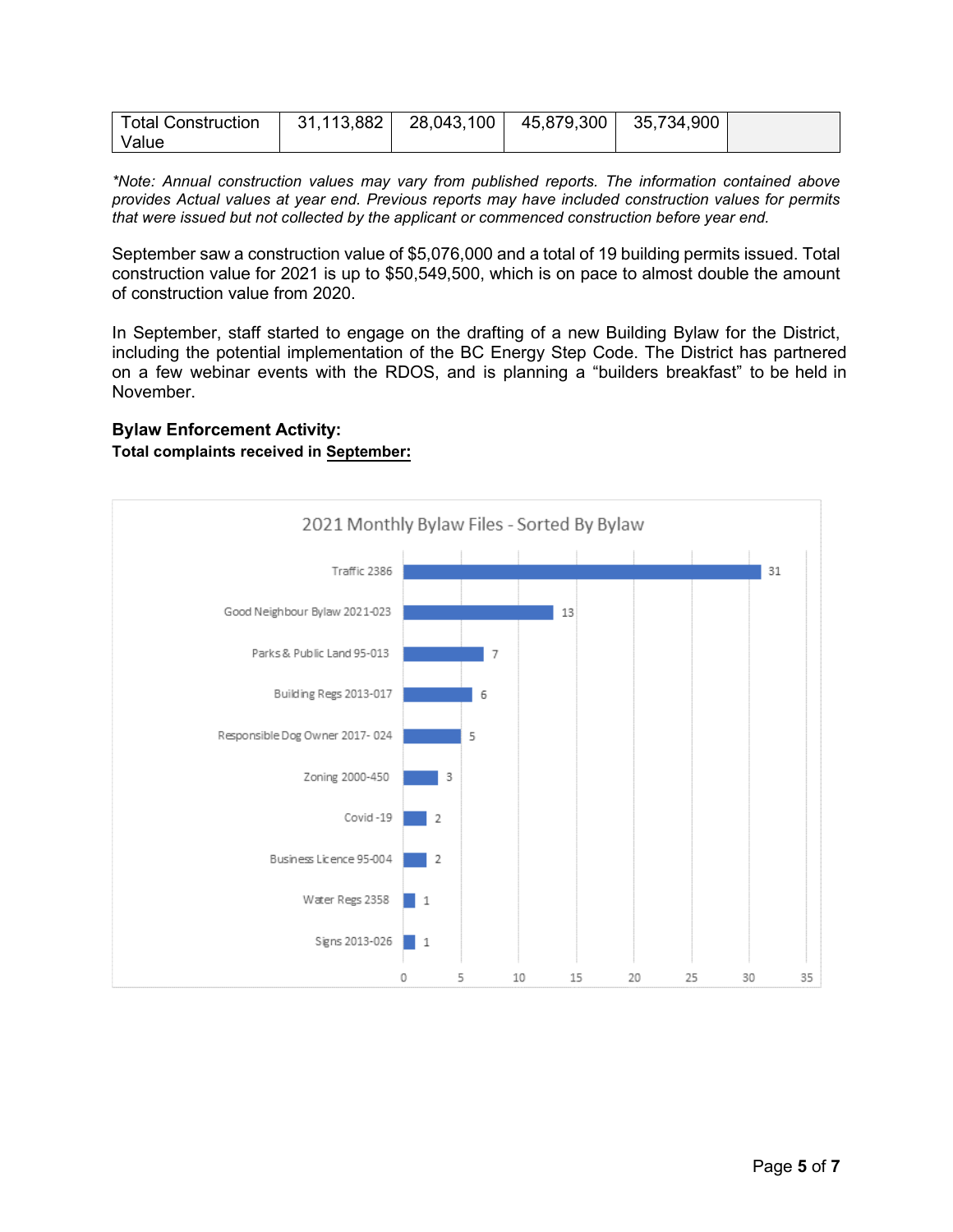| Total Construction Value | 31,113,882 | 28,043,100 | 45,879,300 | 35,734,900 | |
|---|---|---|---|---|---|

*\*Note: Annual construction values may vary from published reports. The information contained above provides Actual values at year end. Previous reports may have included construction values for permits that were issued but not collected by the applicant or commenced construction before year end.*

September saw a construction value of $5,076,000 and a total of 19 building permits issued. Total construction value for 2021 is up to $50,549,500, which is on pace to almost double the amount of construction value from 2020.

In September, staff started to engage on the drafting of a new Building Bylaw for the District, including the potential implementation of the BC Energy Step Code. The District has partnered on a few webinar events with the RDOS, and is planning a "builders breakfast" to be held in November.

### Bylaw Enforcement Activity:

**Total complaints received in <u>September:</u>**

**2021 Monthly Bylaw Files - Sorted By Bylaw**

| Bylaw | Files |
|---|---|
| Traffic 2386 | 31 |
| Good Neighbour Bylaw 2021-023 | 13 |
| Parks & Public Land 95-013 | 7 |
| Building Regs 2013-017 | 6 |
| Responsible Dog Owner 2017- 024 | 5 |
| Zoning 2000-450 | 3 |
| Covid -19 | 2 |
| Business Licence 95-004 | 2 |
| Water Regs 2358 | 1 |
| Signs 2013-026 | 1 |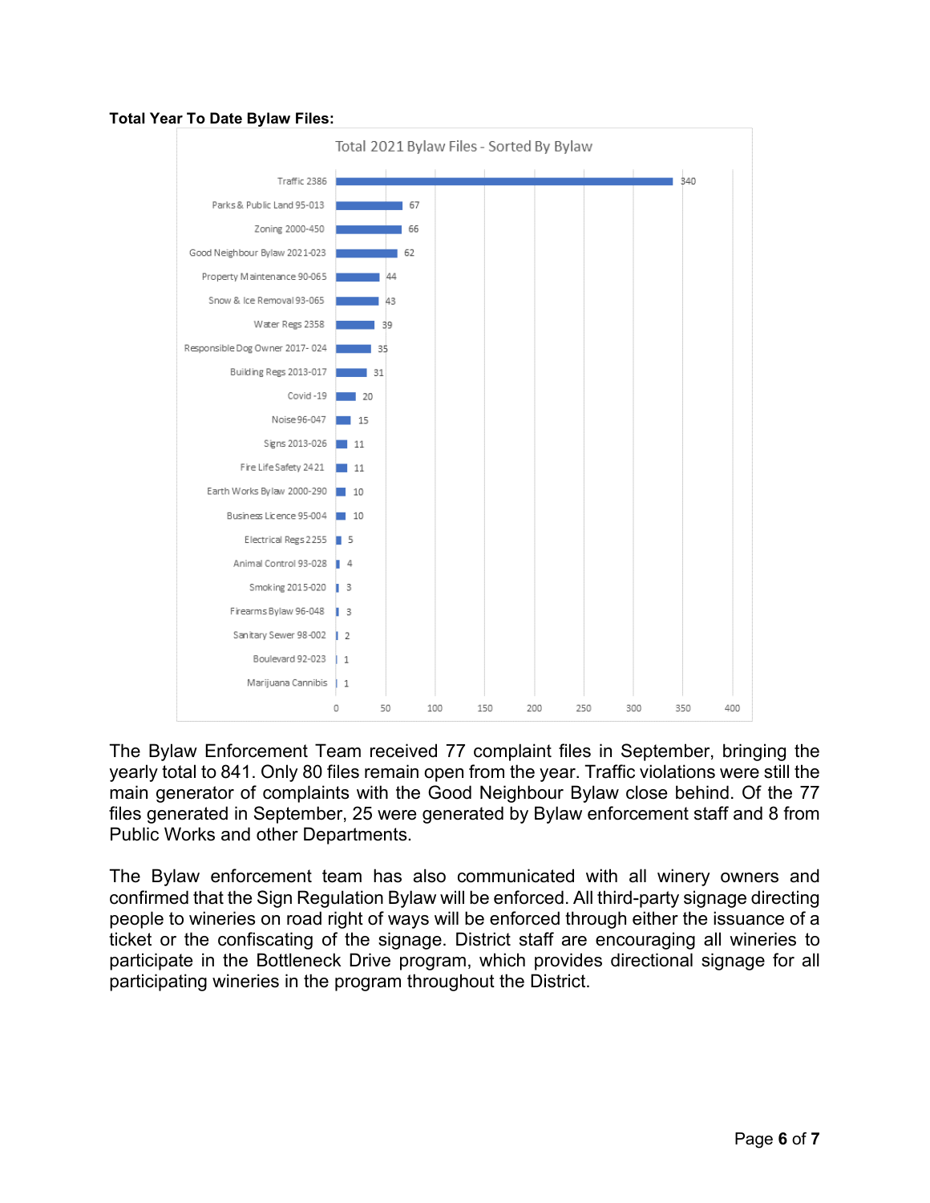**Total Year To Date Bylaw Files:**

Total 2021 Bylaw Files - Sorted By Bylaw

| Bylaw | Files |
|---|---|
| Traffic 2386 | 340 |
| Parks & Public Land 95-013 | 67 |
| Zoning 2000-450 | 66 |
| Good Neighbour Bylaw 2021-023 | 62 |
| Property Maintenance 90-065 | 44 |
| Snow & Ice Removal 93-065 | 43 |
| Water Regs 2358 | 39 |
| Responsible Dog Owner 2017- 024 | 35 |
| Building Regs 2013-017 | 31 |
| Covid -19 | 20 |
| Noise 96-047 | 15 |
| Signs 2013-026 | 11 |
| Fire Life Safety 2421 | 11 |
| Earth Works Bylaw 2000-290 | 10 |
| Business Licence 95-004 | 10 |
| Electrical Regs 2255 | 5 |
| Animal Control 93-028 | 4 |
| Smoking 2015-020 | 3 |
| Firearms Bylaw 96-048 | 3 |
| Sanitary Sewer 98-002 | 2 |
| Boulevard 92-023 | 1 |
| Marijuana Cannibis | 1 |

The Bylaw Enforcement Team received 77 complaint files in September, bringing the yearly total to 841. Only 80 files remain open from the year. Traffic violations were still the main generator of complaints with the Good Neighbour Bylaw close behind. Of the 77 files generated in September, 25 were generated by Bylaw enforcement staff and 8 from Public Works and other Departments.

The Bylaw enforcement team has also communicated with all winery owners and confirmed that the Sign Regulation Bylaw will be enforced. All third-party signage directing people to wineries on road right of ways will be enforced through either the issuance of a ticket or the confiscating of the signage. District staff are encouraging all wineries to participate in the Bottleneck Drive program, which provides directional signage for all participating wineries in the program throughout the District.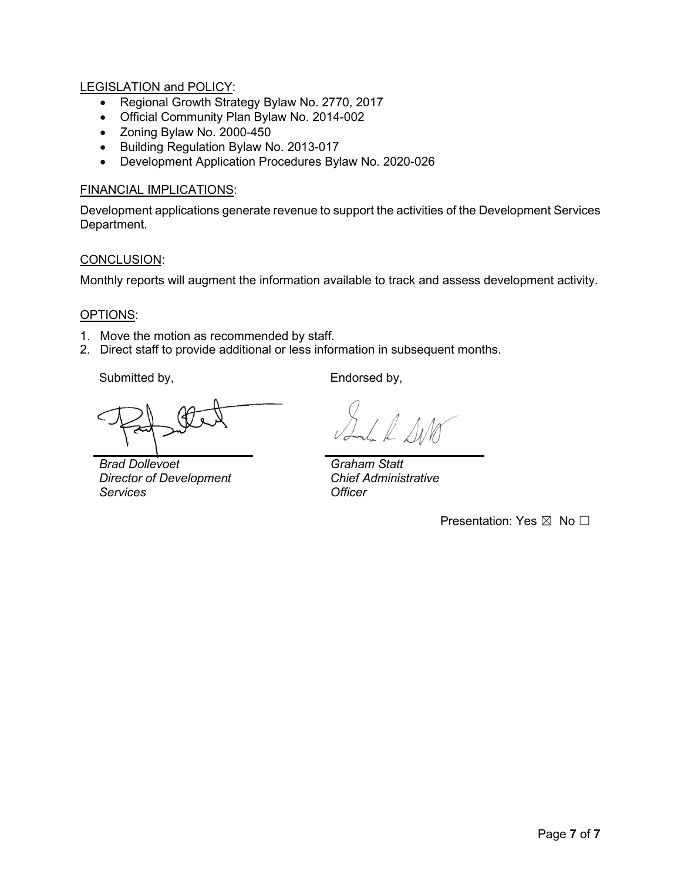LEGISLATION and POLICY:

- Regional Growth Strategy Bylaw No. 2770, 2017
- Official Community Plan Bylaw No. 2014-002
- Zoning Bylaw No. 2000-450
- Building Regulation Bylaw No. 2013-017
- Development Application Procedures Bylaw No. 2020-026

FINANCIAL IMPLICATIONS:

Development applications generate revenue to support the activities of the Development Services Department.

CONCLUSION:

Monthly reports will augment the information available to track and assess development activity.

OPTIONS:

1. Move the motion as recommended by staff.
2. Direct staff to provide additional or less information in subsequent months.

Submitted by,

*Brad Dollevoet*
*Director of Development Services*

Endorsed by,

*Graham Statt*
*Chief Administrative Officer*

Presentation: Yes ☒ No ☐